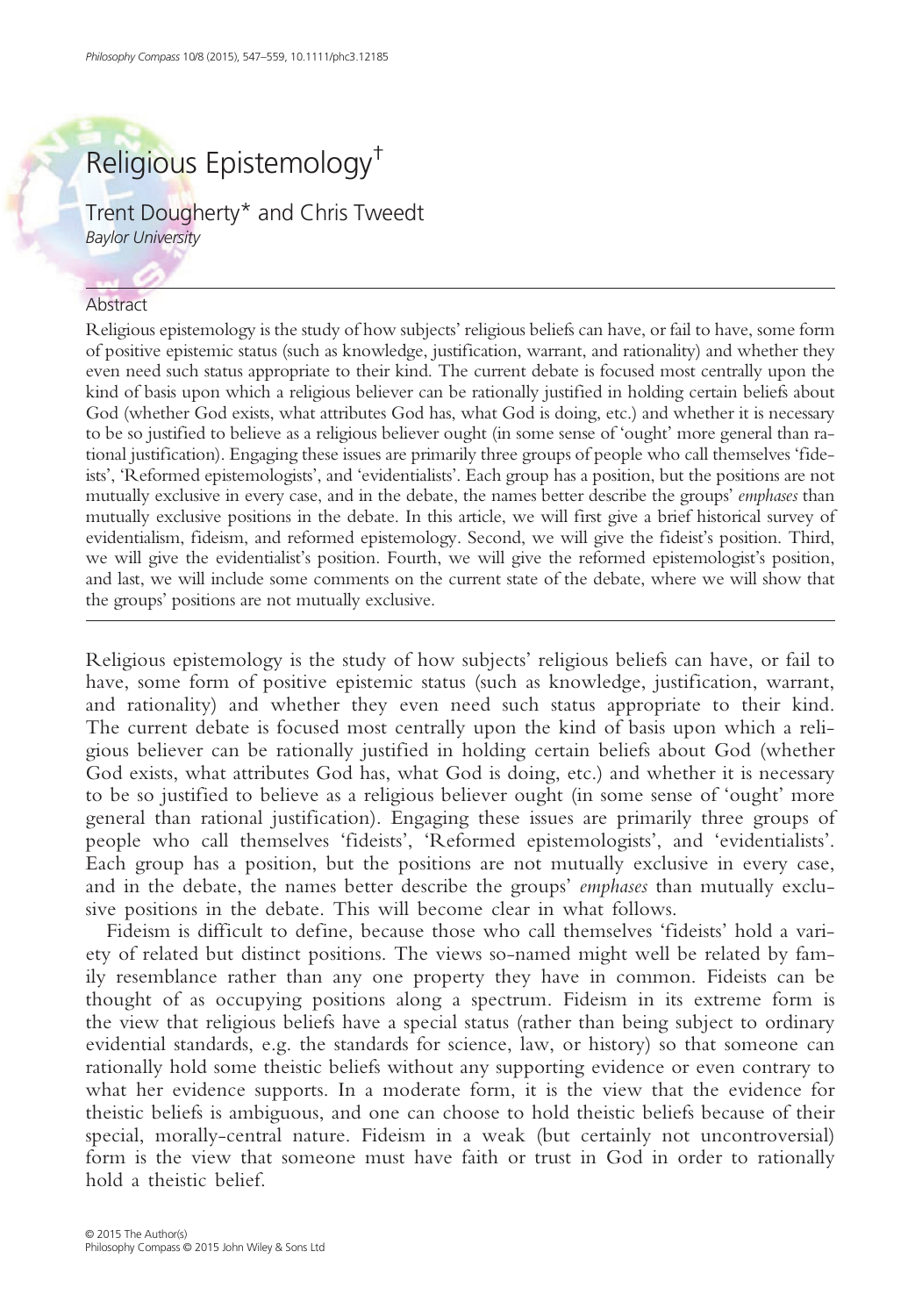# Religious Epistemology[†]

Trent Dougherty* and Chris Tweedt
*Baylor University*

## Abstract

Religious epistemology is the study of how subjects' religious beliefs can have, or fail to have, some form of positive epistemic status (such as knowledge, justification, warrant, and rationality) and whether they even need such status appropriate to their kind. The current debate is focused most centrally upon the kind of basis upon which a religious believer can be rationally justified in holding certain beliefs about God (whether God exists, what attributes God has, what God is doing, etc.) and whether it is necessary to be so justified to believe as a religious believer ought (in some sense of 'ought' more general than rational justification). Engaging these issues are primarily three groups of people who call themselves 'fideists', 'Reformed epistemologists', and 'evidentialists'. Each group has a position, but the positions are not mutually exclusive in every case, and in the debate, the names better describe the groups' *emphases* than mutually exclusive positions in the debate. In this article, we will first give a brief historical survey of evidentialism, fideism, and reformed epistemology. Second, we will give the fideist's position. Third, we will give the evidentialist's position. Fourth, we will give the reformed epistemologist's position, and last, we will include some comments on the current state of the debate, where we will show that the groups' positions are not mutually exclusive.

---

Religious epistemology is the study of how subjects' religious beliefs can have, or fail to have, some form of positive epistemic status (such as knowledge, justification, warrant, and rationality) and whether they even need such status appropriate to their kind. The current debate is focused most centrally upon the kind of basis upon which a religious believer can be rationally justified in holding certain beliefs about God (whether God exists, what attributes God has, what God is doing, etc.) and whether it is necessary to be so justified to believe as a religious believer ought (in some sense of 'ought' more general than rational justification). Engaging these issues are primarily three groups of people who call themselves 'fideists', 'Reformed epistemologists', and 'evidentialists'. Each group has a position, but the positions are not mutually exclusive in every case, and in the debate, the names better describe the groups' *emphases* than mutually exclusive positions in the debate. This will become clear in what follows.

Fideism is difficult to define, because those who call themselves 'fideists' hold a variety of related but distinct positions. The views so-named might well be related by family resemblance rather than any one property they have in common. Fideists can be thought of as occupying positions along a spectrum. Fideism in its extreme form is the view that religious beliefs have a special status (rather than being subject to ordinary evidential standards, e.g. the standards for science, law, or history) so that someone can rationally hold some theistic beliefs without any supporting evidence or even contrary to what her evidence supports. In a moderate form, it is the view that the evidence for theistic beliefs is ambiguous, and one can choose to hold theistic beliefs because of their special, morally-central nature. Fideism in a weak (but certainly not uncontroversial) form is the view that someone must have faith or trust in God in order to rationally hold a theistic belief.

© 2015 The Author(s)
Philosophy Compass © 2015 John Wiley & Sons Ltd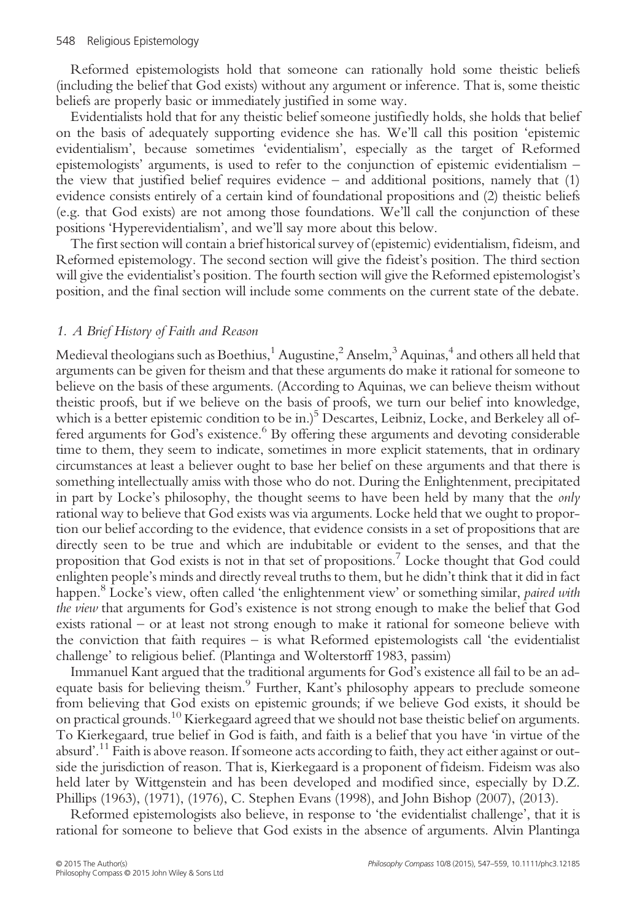Reformed epistemologists hold that someone can rationally hold some theistic beliefs (including the belief that God exists) without any argument or inference. That is, some theistic beliefs are properly basic or immediately justified in some way.

Evidentialists hold that for any theistic belief someone justifiedly holds, she holds that belief on the basis of adequately supporting evidence she has. We'll call this position 'epistemic evidentialism', because sometimes 'evidentialism', especially as the target of Reformed epistemologists' arguments, is used to refer to the conjunction of epistemic evidentialism – the view that justified belief requires evidence – and additional positions, namely that (1) evidence consists entirely of a certain kind of foundational propositions and (2) theistic beliefs (e.g. that God exists) are not among those foundations. We'll call the conjunction of these positions 'Hyperevidentialism', and we'll say more about this below.

The first section will contain a brief historical survey of (epistemic) evidentialism, fideism, and Reformed epistemology. The second section will give the fideist's position. The third section will give the evidentialist's position. The fourth section will give the Reformed epistemologist's position, and the final section will include some comments on the current state of the debate.

## *1. A Brief History of Faith and Reason*

Medieval theologians such as Boethius,[1] Augustine,[2] Anselm,[3] Aquinas,[4] and others all held that arguments can be given for theism and that these arguments do make it rational for someone to believe on the basis of these arguments. (According to Aquinas, we can believe theism without theistic proofs, but if we believe on the basis of proofs, we turn our belief into knowledge, which is a better epistemic condition to be in.)[5] Descartes, Leibniz, Locke, and Berkeley all offered arguments for God's existence.[6] By offering these arguments and devoting considerable time to them, they seem to indicate, sometimes in more explicit statements, that in ordinary circumstances at least a believer ought to base her belief on these arguments and that there is something intellectually amiss with those who do not. During the Enlightenment, precipitated in part by Locke's philosophy, the thought seems to have been held by many that the *only* rational way to believe that God exists was via arguments. Locke held that we ought to proportion our belief according to the evidence, that evidence consists in a set of propositions that are directly seen to be true and which are indubitable or evident to the senses, and that the proposition that God exists is not in that set of propositions.[7] Locke thought that God could enlighten people's minds and directly reveal truths to them, but he didn't think that it did in fact happen.[8] Locke's view, often called 'the enlightenment view' or something similar, *paired with the view* that arguments for God's existence is not strong enough to make the belief that God exists rational – or at least not strong enough to make it rational for someone believe with the conviction that faith requires – is what Reformed epistemologists call 'the evidentialist challenge' to religious belief. (Plantinga and Wolterstorff 1983, passim)

Immanuel Kant argued that the traditional arguments for God's existence all fail to be an adequate basis for believing theism.[9] Further, Kant's philosophy appears to preclude someone from believing that God exists on epistemic grounds; if we believe God exists, it should be on practical grounds.[10] Kierkegaard agreed that we should not base theistic belief on arguments. To Kierkegaard, true belief in God is faith, and faith is a belief that you have 'in virtue of the absurd'.[11] Faith is above reason. If someone acts according to faith, they act either against or outside the jurisdiction of reason. That is, Kierkegaard is a proponent of fideism. Fideism was also held later by Wittgenstein and has been developed and modified since, especially by D.Z. Phillips (1963), (1971), (1976), C. Stephen Evans (1998), and John Bishop (2007), (2013).

Reformed epistemologists also believe, in response to 'the evidentialist challenge', that it is rational for someone to believe that God exists in the absence of arguments. Alvin Plantinga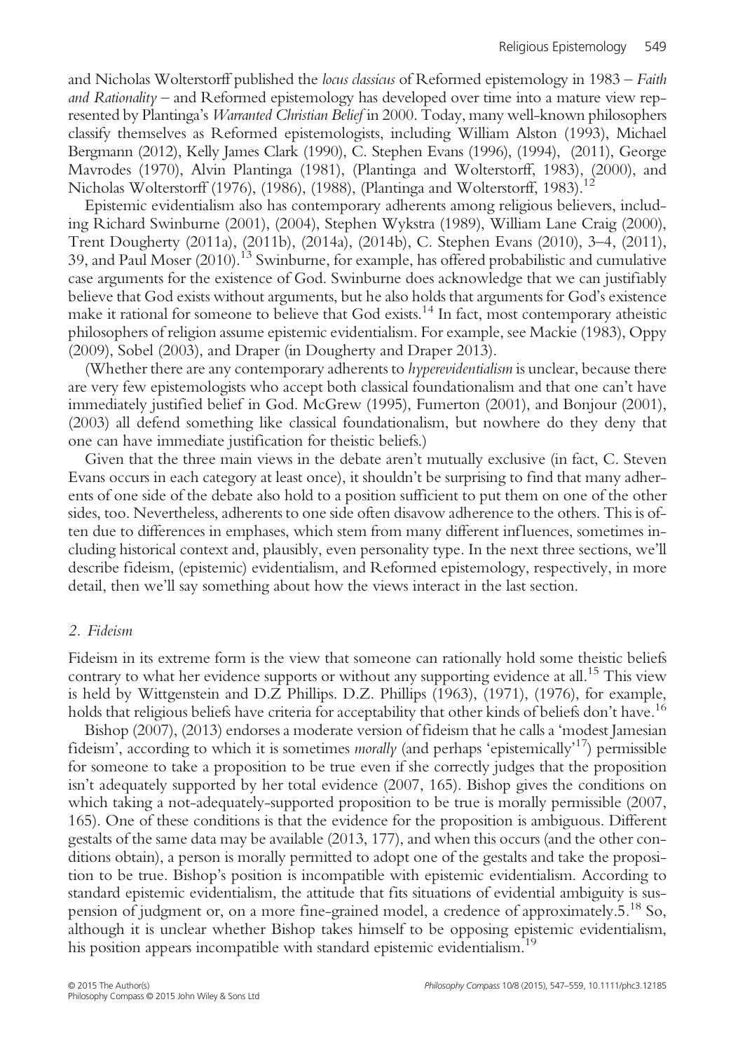and Nicholas Wolterstorff published the *locus classicus* of Reformed epistemology in 1983 – *Faith and Rationality* – and Reformed epistemology has developed over time into a mature view represented by Plantinga's *Warranted Christian Belief* in 2000. Today, many well-known philosophers classify themselves as Reformed epistemologists, including William Alston (1993), Michael Bergmann (2012), Kelly James Clark (1990), C. Stephen Evans (1996), (1994), (2011), George Mavrodes (1970), Alvin Plantinga (1981), (Plantinga and Wolterstorff, 1983), (2000), and Nicholas Wolterstorff (1976), (1986), (1988), (Plantinga and Wolterstorff, 1983).[12]

Epistemic evidentialism also has contemporary adherents among religious believers, including Richard Swinburne (2001), (2004), Stephen Wykstra (1989), William Lane Craig (2000), Trent Dougherty (2011a), (2011b), (2014a), (2014b), C. Stephen Evans (2010), 3–4, (2011), 39, and Paul Moser (2010).[13] Swinburne, for example, has offered probabilistic and cumulative case arguments for the existence of God. Swinburne does acknowledge that we can justifiably believe that God exists without arguments, but he also holds that arguments for God's existence make it rational for someone to believe that God exists.[14] In fact, most contemporary atheistic philosophers of religion assume epistemic evidentialism. For example, see Mackie (1983), Oppy (2009), Sobel (2003), and Draper (in Dougherty and Draper 2013).

(Whether there are any contemporary adherents to *hyperevidentialism* is unclear, because there are very few epistemologists who accept both classical foundationalism and that one can't have immediately justified belief in God. McGrew (1995), Fumerton (2001), and Bonjour (2001), (2003) all defend something like classical foundationalism, but nowhere do they deny that one can have immediate justification for theistic beliefs.)

Given that the three main views in the debate aren't mutually exclusive (in fact, C. Steven Evans occurs in each category at least once), it shouldn't be surprising to find that many adherents of one side of the debate also hold to a position sufficient to put them on one of the other sides, too. Nevertheless, adherents to one side often disavow adherence to the others. This is often due to differences in emphases, which stem from many different influences, sometimes including historical context and, plausibly, even personality type. In the next three sections, we'll describe fideism, (epistemic) evidentialism, and Reformed epistemology, respectively, in more detail, then we'll say something about how the views interact in the last section.

## 2. Fideism

Fideism in its extreme form is the view that someone can rationally hold some theistic beliefs contrary to what her evidence supports or without any supporting evidence at all.[15] This view is held by Wittgenstein and D.Z Phillips. D.Z. Phillips (1963), (1971), (1976), for example, holds that religious beliefs have criteria for acceptability that other kinds of beliefs don't have.[16]

Bishop (2007), (2013) endorses a moderate version of fideism that he calls a 'modest Jamesian fideism', according to which it is sometimes *morally* (and perhaps 'epistemically'[17]) permissible for someone to take a proposition to be true even if she correctly judges that the proposition isn't adequately supported by her total evidence (2007, 165). Bishop gives the conditions on which taking a not-adequately-supported proposition to be true is morally permissible (2007, 165). One of these conditions is that the evidence for the proposition is ambiguous. Different gestalts of the same data may be available (2013, 177), and when this occurs (and the other conditions obtain), a person is morally permitted to adopt one of the gestalts and take the proposition to be true. Bishop's position is incompatible with epistemic evidentialism. According to standard epistemic evidentialism, the attitude that fits situations of evidential ambiguity is suspension of judgment or, on a more fine-grained model, a credence of approximately.5.[18] So, although it is unclear whether Bishop takes himself to be opposing epistemic evidentialism, his position appears incompatible with standard epistemic evidentialism.[19]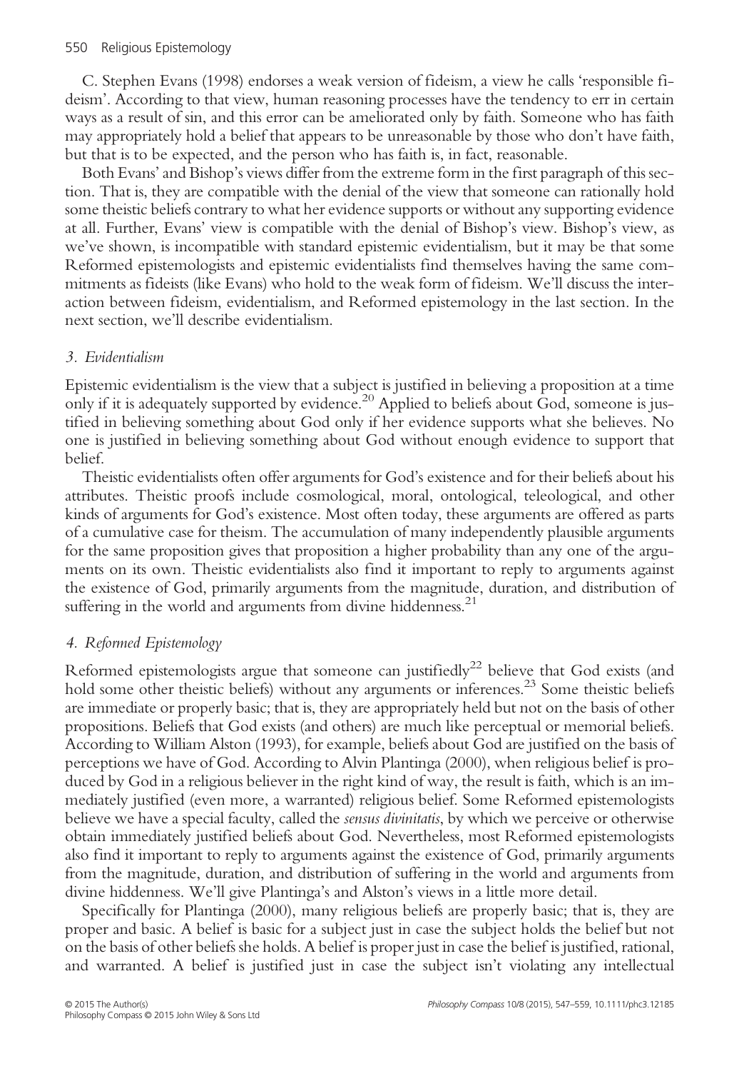C. Stephen Evans (1998) endorses a weak version of fideism, a view he calls 'responsible fideism'. According to that view, human reasoning processes have the tendency to err in certain ways as a result of sin, and this error can be ameliorated only by faith. Someone who has faith may appropriately hold a belief that appears to be unreasonable by those who don't have faith, but that is to be expected, and the person who has faith is, in fact, reasonable.

Both Evans' and Bishop's views differ from the extreme form in the first paragraph of this section. That is, they are compatible with the denial of the view that someone can rationally hold some theistic beliefs contrary to what her evidence supports or without any supporting evidence at all. Further, Evans' view is compatible with the denial of Bishop's view. Bishop's view, as we've shown, is incompatible with standard epistemic evidentialism, but it may be that some Reformed epistemologists and epistemic evidentialists find themselves having the same commitments as fideists (like Evans) who hold to the weak form of fideism. We'll discuss the interaction between fideism, evidentialism, and Reformed epistemology in the last section. In the next section, we'll describe evidentialism.

## *3. Evidentialism*

Epistemic evidentialism is the view that a subject is justified in believing a proposition at a time only if it is adequately supported by evidence.[20] Applied to beliefs about God, someone is justified in believing something about God only if her evidence supports what she believes. No one is justified in believing something about God without enough evidence to support that belief.

Theistic evidentialists often offer arguments for God's existence and for their beliefs about his attributes. Theistic proofs include cosmological, moral, ontological, teleological, and other kinds of arguments for God's existence. Most often today, these arguments are offered as parts of a cumulative case for theism. The accumulation of many independently plausible arguments for the same proposition gives that proposition a higher probability than any one of the arguments on its own. Theistic evidentialists also find it important to reply to arguments against the existence of God, primarily arguments from the magnitude, duration, and distribution of suffering in the world and arguments from divine hiddenness.[21]

## *4. Reformed Epistemology*

Reformed epistemologists argue that someone can justifiedly[22] believe that God exists (and hold some other theistic beliefs) without any arguments or inferences.[23] Some theistic beliefs are immediate or properly basic; that is, they are appropriately held but not on the basis of other propositions. Beliefs that God exists (and others) are much like perceptual or memorial beliefs. According to William Alston (1993), for example, beliefs about God are justified on the basis of perceptions we have of God. According to Alvin Plantinga (2000), when religious belief is produced by God in a religious believer in the right kind of way, the result is faith, which is an immediately justified (even more, a warranted) religious belief. Some Reformed epistemologists believe we have a special faculty, called the *sensus divinitatis*, by which we perceive or otherwise obtain immediately justified beliefs about God. Nevertheless, most Reformed epistemologists also find it important to reply to arguments against the existence of God, primarily arguments from the magnitude, duration, and distribution of suffering in the world and arguments from divine hiddenness. We'll give Plantinga's and Alston's views in a little more detail.

Specifically for Plantinga (2000), many religious beliefs are properly basic; that is, they are proper and basic. A belief is basic for a subject just in case the subject holds the belief but not on the basis of other beliefs she holds. A belief is proper just in case the belief is justified, rational, and warranted. A belief is justified just in case the subject isn't violating any intellectual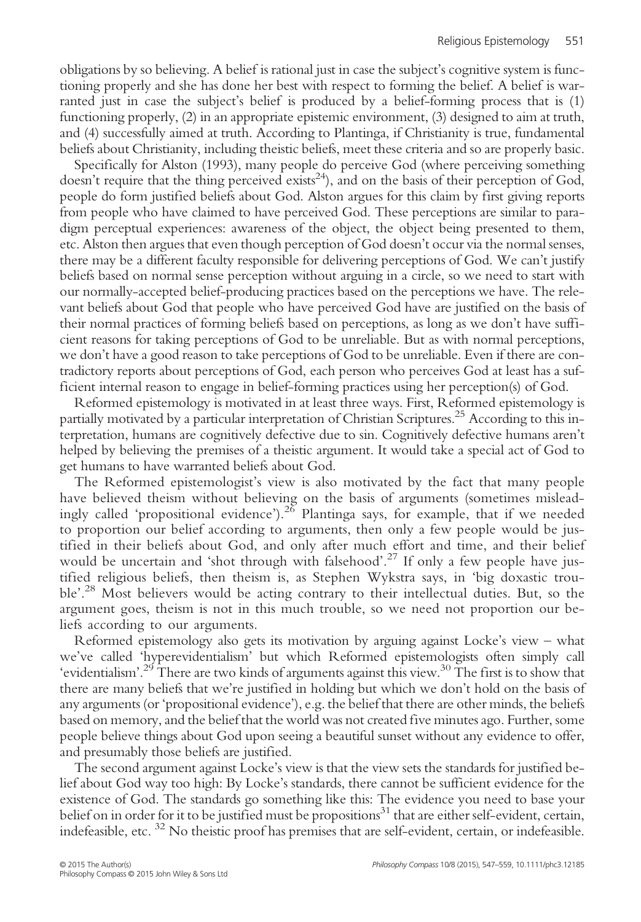obligations by so believing. A belief is rational just in case the subject's cognitive system is functioning properly and she has done her best with respect to forming the belief. A belief is warranted just in case the subject's belief is produced by a belief-forming process that is (1) functioning properly, (2) in an appropriate epistemic environment, (3) designed to aim at truth, and (4) successfully aimed at truth. According to Plantinga, if Christianity is true, fundamental beliefs about Christianity, including theistic beliefs, meet these criteria and so are properly basic.

Specifically for Alston (1993), many people do perceive God (where perceiving something doesn't require that the thing perceived exists[24]), and on the basis of their perception of God, people do form justified beliefs about God. Alston argues for this claim by first giving reports from people who have claimed to have perceived God. These perceptions are similar to paradigm perceptual experiences: awareness of the object, the object being presented to them, etc. Alston then argues that even though perception of God doesn't occur via the normal senses, there may be a different faculty responsible for delivering perceptions of God. We can't justify beliefs based on normal sense perception without arguing in a circle, so we need to start with our normally-accepted belief-producing practices based on the perceptions we have. The relevant beliefs about God that people who have perceived God have are justified on the basis of their normal practices of forming beliefs based on perceptions, as long as we don't have sufficient reasons for taking perceptions of God to be unreliable. But as with normal perceptions, we don't have a good reason to take perceptions of God to be unreliable. Even if there are contradictory reports about perceptions of God, each person who perceives God at least has a sufficient internal reason to engage in belief-forming practices using her perception(s) of God.

Reformed epistemology is motivated in at least three ways. First, Reformed epistemology is partially motivated by a particular interpretation of Christian Scriptures.[25] According to this interpretation, humans are cognitively defective due to sin. Cognitively defective humans aren't helped by believing the premises of a theistic argument. It would take a special act of God to get humans to have warranted beliefs about God.

The Reformed epistemologist's view is also motivated by the fact that many people have believed theism without believing on the basis of arguments (sometimes misleadingly called 'propositional evidence').[26] Plantinga says, for example, that if we needed to proportion our belief according to arguments, then only a few people would be justified in their beliefs about God, and only after much effort and time, and their belief would be uncertain and 'shot through with falsehood'.[27] If only a few people have justified religious beliefs, then theism is, as Stephen Wykstra says, in 'big doxastic trouble'.[28] Most believers would be acting contrary to their intellectual duties. But, so the argument goes, theism is not in this much trouble, so we need not proportion our beliefs according to our arguments.

Reformed epistemology also gets its motivation by arguing against Locke's view – what we've called 'hyperevidentialism' but which Reformed epistemologists often simply call 'evidentialism'.[29] There are two kinds of arguments against this view.[30] The first is to show that there are many beliefs that we're justified in holding but which we don't hold on the basis of any arguments (or 'propositional evidence'), e.g. the belief that there are other minds, the beliefs based on memory, and the belief that the world was not created five minutes ago. Further, some people believe things about God upon seeing a beautiful sunset without any evidence to offer, and presumably those beliefs are justified.

The second argument against Locke's view is that the view sets the standards for justified belief about God way too high: By Locke's standards, there cannot be sufficient evidence for the existence of God. The standards go something like this: The evidence you need to base your belief on in order for it to be justified must be propositions[31] that are either self-evident, certain, indefeasible, etc. [32] No theistic proof has premises that are self-evident, certain, or indefeasible.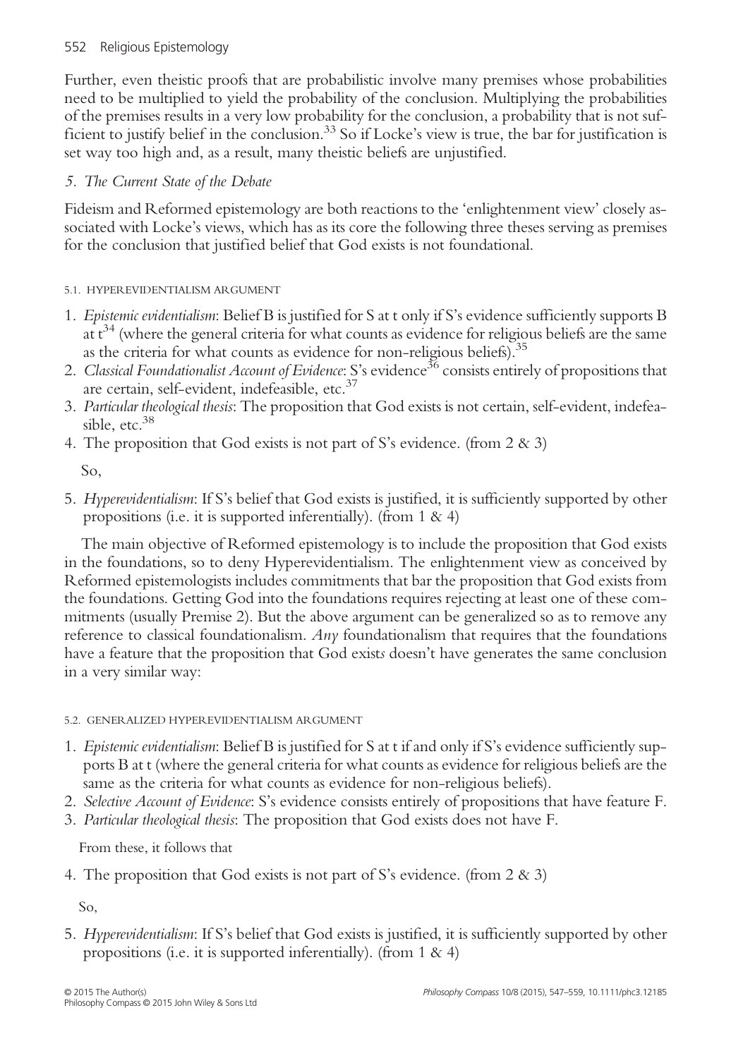Further, even theistic proofs that are probabilistic involve many premises whose probabilities need to be multiplied to yield the probability of the conclusion. Multiplying the probabilities of the premises results in a very low probability for the conclusion, a probability that is not sufficient to justify belief in the conclusion.[33] So if Locke's view is true, the bar for justification is set way too high and, as a result, many theistic beliefs are unjustified.

## *5. The Current State of the Debate*

Fideism and Reformed epistemology are both reactions to the 'enlightenment view' closely associated with Locke's views, which has as its core the following three theses serving as premises for the conclusion that justified belief that God exists is not foundational.

### 5.1. HYPEREVIDENTIALISM ARGUMENT

1. *Epistemic evidentialism*: Belief B is justified for S at t only if S's evidence sufficiently supports B at t[34] (where the general criteria for what counts as evidence for religious beliefs are the same as the criteria for what counts as evidence for non-religious beliefs).[35]
2. *Classical Foundationalist Account of Evidence*: S's evidence[36] consists entirely of propositions that are certain, self-evident, indefeasible, etc.[37]
3. *Particular theological thesis*: The proposition that God exists is not certain, self-evident, indefeasible, etc.[38]
4. The proposition that God exists is not part of S's evidence. (from 2 & 3)

   So,

5. *Hyperevidentialism*: If S's belief that God exists is justified, it is sufficiently supported by other propositions (i.e. it is supported inferentially). (from 1 & 4)

The main objective of Reformed epistemology is to include the proposition that God exists in the foundations, so to deny Hyperevidentialism. The enlightenment view as conceived by Reformed epistemologists includes commitments that bar the proposition that God exists from the foundations. Getting God into the foundations requires rejecting at least one of these commitments (usually Premise 2). But the above argument can be generalized so as to remove any reference to classical foundationalism. *Any* foundationalism that requires that the foundations have a feature that the proposition that God exist*s* doesn't have generates the same conclusion in a very similar way:

### 5.2. GENERALIZED HYPEREVIDENTIALISM ARGUMENT

1. *Epistemic evidentialism*: Belief B is justified for S at t if and only if S's evidence sufficiently supports B at t (where the general criteria for what counts as evidence for religious beliefs are the same as the criteria for what counts as evidence for non-religious beliefs).
2. *Selective Account of Evidence*: S's evidence consists entirely of propositions that have feature F.
3. *Particular theological thesis*: The proposition that God exists does not have F.

   From these, it follows that

4. The proposition that God exists is not part of S's evidence. (from 2 & 3)

   So,

5. *Hyperevidentialism*: If S's belief that God exists is justified, it is sufficiently supported by other propositions (i.e. it is supported inferentially). (from 1 & 4)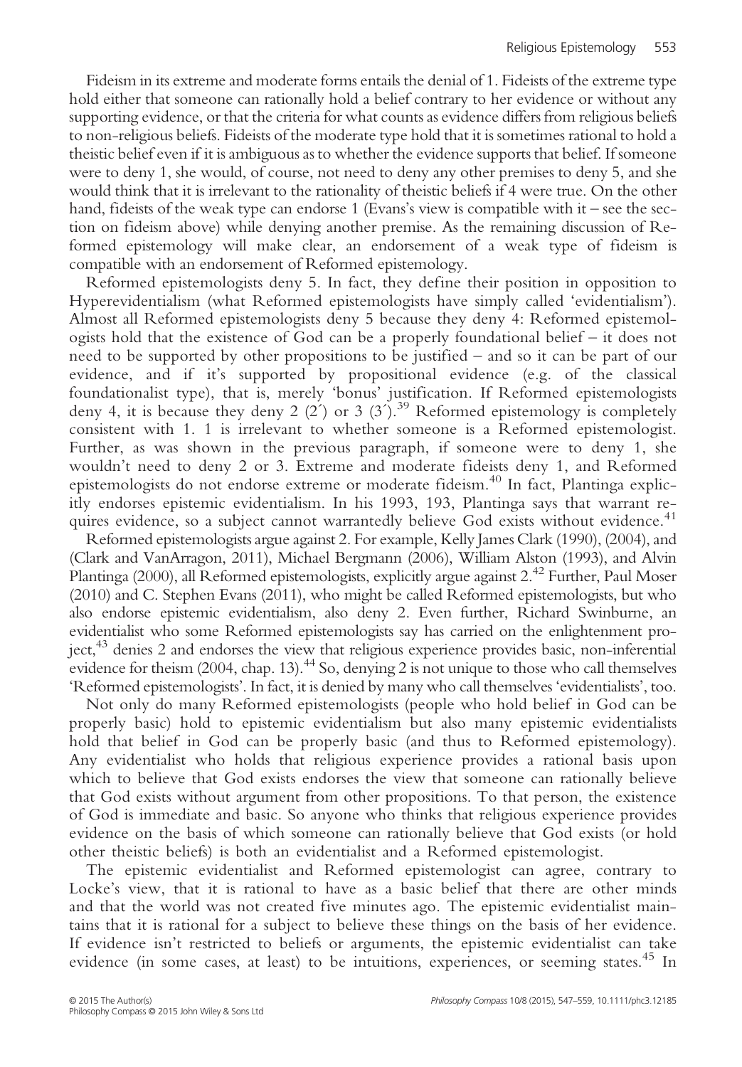Fideism in its extreme and moderate forms entails the denial of 1. Fideists of the extreme type hold either that someone can rationally hold a belief contrary to her evidence or without any supporting evidence, or that the criteria for what counts as evidence differs from religious beliefs to non-religious beliefs. Fideists of the moderate type hold that it is sometimes rational to hold a theistic belief even if it is ambiguous as to whether the evidence supports that belief. If someone were to deny 1, she would, of course, not need to deny any other premises to deny 5, and she would think that it is irrelevant to the rationality of theistic beliefs if 4 were true. On the other hand, fideists of the weak type can endorse 1 (Evans's view is compatible with it – see the section on fideism above) while denying another premise. As the remaining discussion of Reformed epistemology will make clear, an endorsement of a weak type of fideism is compatible with an endorsement of Reformed epistemology.

Reformed epistemologists deny 5. In fact, they define their position in opposition to Hyperevidentialism (what Reformed epistemologists have simply called 'evidentialism'). Almost all Reformed epistemologists deny 5 because they deny 4: Reformed epistemologists hold that the existence of God can be a properly foundational belief – it does not need to be supported by other propositions to be justified – and so it can be part of our evidence, and if it's supported by propositional evidence (e.g. of the classical foundationalist type), that is, merely 'bonus' justification. If Reformed epistemologists deny 4, it is because they deny 2 (2′) or 3 (3′).[39] Reformed epistemology is completely consistent with 1. 1 is irrelevant to whether someone is a Reformed epistemologist. Further, as was shown in the previous paragraph, if someone were to deny 1, she wouldn't need to deny 2 or 3. Extreme and moderate fideists deny 1, and Reformed epistemologists do not endorse extreme or moderate fideism.[40] In fact, Plantinga explicitly endorses epistemic evidentialism. In his 1993, 193, Plantinga says that warrant requires evidence, so a subject cannot warrantedly believe God exists without evidence.[41]

Reformed epistemologists argue against 2. For example, Kelly James Clark (1990), (2004), and (Clark and VanArragon, 2011), Michael Bergmann (2006), William Alston (1993), and Alvin Plantinga (2000), all Reformed epistemologists, explicitly argue against 2.[42] Further, Paul Moser (2010) and C. Stephen Evans (2011), who might be called Reformed epistemologists, but who also endorse epistemic evidentialism, also deny 2. Even further, Richard Swinburne, an evidentialist who some Reformed epistemologists say has carried on the enlightenment project,[43] denies 2 and endorses the view that religious experience provides basic, non-inferential evidence for theism (2004, chap. 13).[44] So, denying 2 is not unique to those who call themselves 'Reformed epistemologists'. In fact, it is denied by many who call themselves 'evidentialists', too.

Not only do many Reformed epistemologists (people who hold belief in God can be properly basic) hold to epistemic evidentialism but also many epistemic evidentialists hold that belief in God can be properly basic (and thus to Reformed epistemology). Any evidentialist who holds that religious experience provides a rational basis upon which to believe that God exists endorses the view that someone can rationally believe that God exists without argument from other propositions. To that person, the existence of God is immediate and basic. So anyone who thinks that religious experience provides evidence on the basis of which someone can rationally believe that God exists (or hold other theistic beliefs) is both an evidentialist and a Reformed epistemologist.

The epistemic evidentialist and Reformed epistemologist can agree, contrary to Locke's view, that it is rational to have as a basic belief that there are other minds and that the world was not created five minutes ago. The epistemic evidentialist maintains that it is rational for a subject to believe these things on the basis of her evidence. If evidence isn't restricted to beliefs or arguments, the epistemic evidentialist can take evidence (in some cases, at least) to be intuitions, experiences, or seeming states.[45] In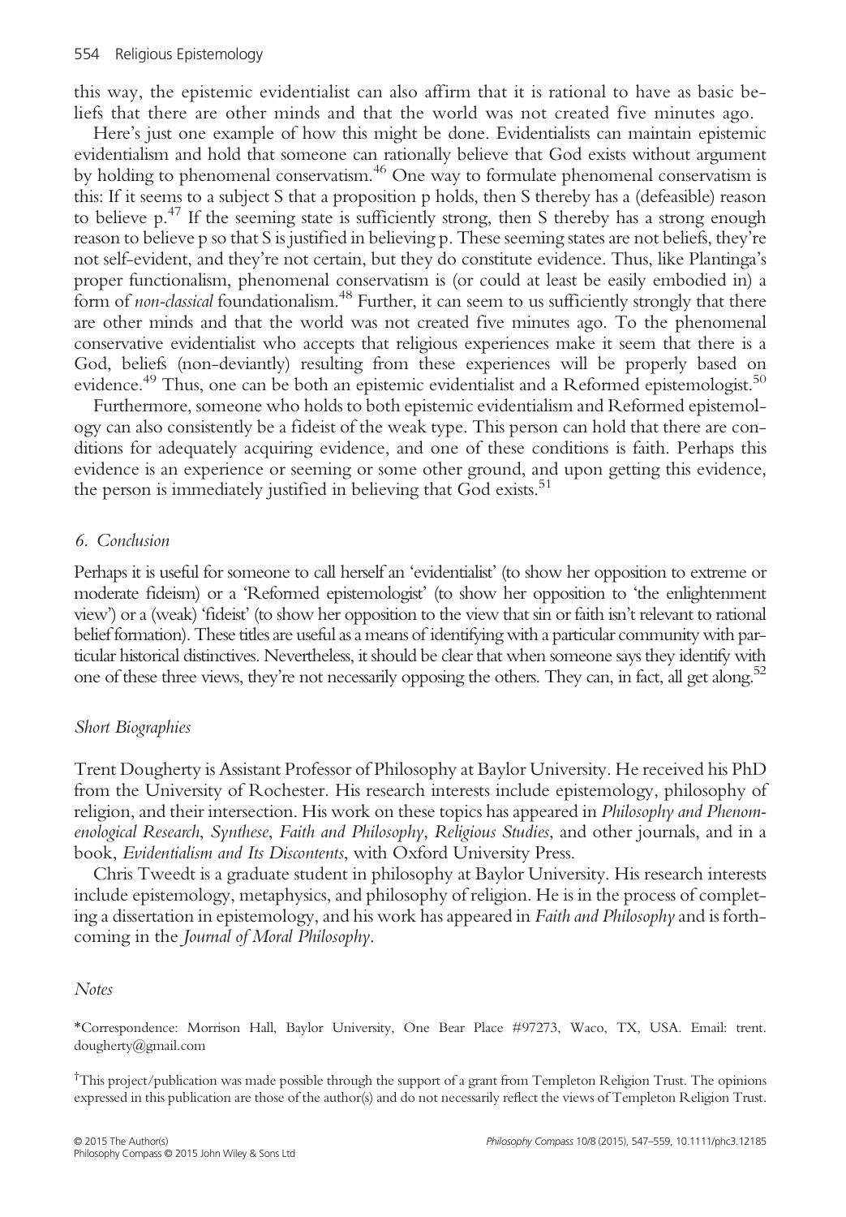this way, the epistemic evidentialist can also affirm that it is rational to have as basic beliefs that there are other minds and that the world was not created five minutes ago.

Here's just one example of how this might be done. Evidentialists can maintain epistemic evidentialism and hold that someone can rationally believe that God exists without argument by holding to phenomenal conservatism.[46] One way to formulate phenomenal conservatism is this: If it seems to a subject S that a proposition p holds, then S thereby has a (defeasible) reason to believe p.[47] If the seeming state is sufficiently strong, then S thereby has a strong enough reason to believe p so that S is justified in believing p. These seeming states are not beliefs, they're not self-evident, and they're not certain, but they do constitute evidence. Thus, like Plantinga's proper functionalism, phenomenal conservatism is (or could at least be easily embodied in) a form of *non-classical* foundationalism.[48] Further, it can seem to us sufficiently strongly that there are other minds and that the world was not created five minutes ago. To the phenomenal conservative evidentialist who accepts that religious experiences make it seem that there is a God, beliefs (non-deviantly) resulting from these experiences will be properly based on evidence.[49] Thus, one can be both an epistemic evidentialist and a Reformed epistemologist.[50]

Furthermore, someone who holds to both epistemic evidentialism and Reformed epistemology can also consistently be a fideist of the weak type. This person can hold that there are conditions for adequately acquiring evidence, and one of these conditions is faith. Perhaps this evidence is an experience or seeming or some other ground, and upon getting this evidence, the person is immediately justified in believing that God exists.[51]

### *6. Conclusion*

Perhaps it is useful for someone to call herself an 'evidentialist' (to show her opposition to extreme or moderate fideism) or a 'Reformed epistemologist' (to show her opposition to 'the enlightenment view') or a (weak) 'fideist' (to show her opposition to the view that sin or faith isn't relevant to rational belief formation). These titles are useful as a means of identifying with a particular community with particular historical distinctives. Nevertheless, it should be clear that when someone says they identify with one of these three views, they're not necessarily opposing the others. They can, in fact, all get along.[52]

### *Short Biographies*

Trent Dougherty is Assistant Professor of Philosophy at Baylor University. He received his PhD from the University of Rochester. His research interests include epistemology, philosophy of religion, and their intersection. His work on these topics has appeared in *Philosophy and Phenomenological Research*, *Synthese*, *Faith and Philosophy*, *Religious Studies*, and other journals, and in a book, *Evidentialism and Its Discontents*, with Oxford University Press.

Chris Tweedt is a graduate student in philosophy at Baylor University. His research interests include epistemology, metaphysics, and philosophy of religion. He is in the process of completing a dissertation in epistemology, and his work has appeared in *Faith and Philosophy* and is forthcoming in the *Journal of Moral Philosophy*.

### *Notes*

*Correspondence: Morrison Hall, Baylor University, One Bear Place #97273, Waco, TX, USA. Email: trent.dougherty@gmail.com

†This project/publication was made possible through the support of a grant from Templeton Religion Trust. The opinions expressed in this publication are those of the author(s) and do not necessarily reflect the views of Templeton Religion Trust.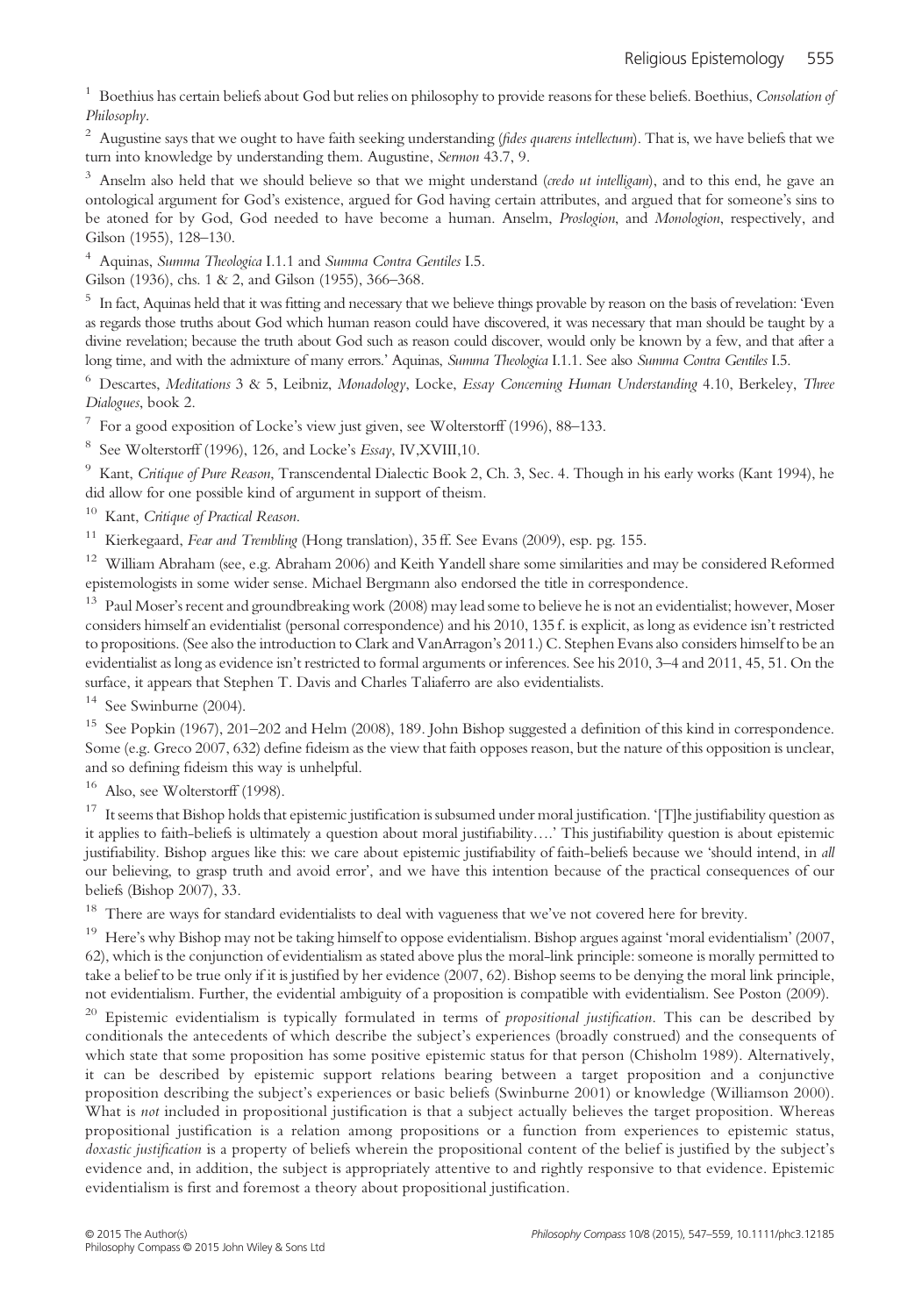[1] Boethius has certain beliefs about God but relies on philosophy to provide reasons for these beliefs. Boethius, *Consolation of Philosophy*.

[2] Augustine says that we ought to have faith seeking understanding (*fides quarens intellectum*). That is, we have beliefs that we turn into knowledge by understanding them. Augustine, *Sermon* 43.7, 9.

[3] Anselm also held that we should believe so that we might understand (*credo ut intelligam*), and to this end, he gave an ontological argument for God's existence, argued for God having certain attributes, and argued that for someone's sins to be atoned for by God, God needed to have become a human. Anselm, *Proslogion*, and *Monologion*, respectively, and Gilson (1955), 128–130.

[4] Aquinas, *Summa Theologica* I.1.1 and *Summa Contra Gentiles* I.5.
Gilson (1936), chs. 1 & 2, and Gilson (1955), 366–368.

[5] In fact, Aquinas held that it was fitting and necessary that we believe things provable by reason on the basis of revelation: 'Even as regards those truths about God which human reason could have discovered, it was necessary that man should be taught by a divine revelation; because the truth about God such as reason could discover, would only be known by a few, and that after a long time, and with the admixture of many errors.' Aquinas, *Summa Theologica* I.1.1. See also *Summa Contra Gentiles* I.5.

[6] Descartes, *Meditations* 3 & 5, Leibniz, *Monadology*, Locke, *Essay Concerning Human Understanding* 4.10, Berkeley, *Three Dialogues*, book 2.

[7] For a good exposition of Locke's view just given, see Wolterstorff (1996), 88–133.

[8] See Wolterstorff (1996), 126, and Locke's *Essay*, IV,XVIII,10.

[9] Kant, *Critique of Pure Reason*, Transcendental Dialectic Book 2, Ch. 3, Sec. 4. Though in his early works (Kant 1994), he did allow for one possible kind of argument in support of theism.

[10] Kant, *Critique of Practical Reason*.

[11] Kierkegaard, *Fear and Trembling* (Hong translation), 35 ff. See Evans (2009), esp. pg. 155.

[12] William Abraham (see, e.g. Abraham 2006) and Keith Yandell share some similarities and may be considered Reformed epistemologists in some wider sense. Michael Bergmann also endorsed the title in correspondence.

[13] Paul Moser's recent and groundbreaking work (2008) may lead some to believe he is not an evidentialist; however, Moser considers himself an evidentialist (personal correspondence) and his 2010, 135 f. is explicit, as long as evidence isn't restricted to propositions. (See also the introduction to Clark and VanArragon's 2011.) C. Stephen Evans also considers himself to be an evidentialist as long as evidence isn't restricted to formal arguments or inferences. See his 2010, 3–4 and 2011, 45, 51. On the surface, it appears that Stephen T. Davis and Charles Taliaferro are also evidentialists.

[14] See Swinburne (2004).

[15] See Popkin (1967), 201–202 and Helm (2008), 189. John Bishop suggested a definition of this kind in correspondence. Some (e.g. Greco 2007, 632) define fideism as the view that faith opposes reason, but the nature of this opposition is unclear, and so defining fideism this way is unhelpful.

[16] Also, see Wolterstorff (1998).

[17] It seems that Bishop holds that epistemic justification is subsumed under moral justification. '[T]he justifiability question as it applies to faith-beliefs is ultimately a question about moral justifiability….' This justifiability question is about epistemic justifiability. Bishop argues like this: we care about epistemic justifiability of faith-beliefs because we 'should intend, in *all* our believing, to grasp truth and avoid error', and we have this intention because of the practical consequences of our beliefs (Bishop 2007), 33.

[18] There are ways for standard evidentialists to deal with vagueness that we've not covered here for brevity.

[19] Here's why Bishop may not be taking himself to oppose evidentialism. Bishop argues against 'moral evidentialism' (2007, 62), which is the conjunction of evidentialism as stated above plus the moral-link principle: someone is morally permitted to take a belief to be true only if it is justified by her evidence (2007, 62). Bishop seems to be denying the moral link principle, not evidentialism. Further, the evidential ambiguity of a proposition is compatible with evidentialism. See Poston (2009).

[20] Epistemic evidentialism is typically formulated in terms of *propositional justification*. This can be described by conditionals the antecedents of which describe the subject's experiences (broadly construed) and the consequents of which state that some proposition has some positive epistemic status for that person (Chisholm 1989). Alternatively, it can be described by epistemic support relations bearing between a target proposition and a conjunctive proposition describing the subject's experiences or basic beliefs (Swinburne 2001) or knowledge (Williamson 2000). What is *not* included in propositional justification is that a subject actually believes the target proposition. Whereas propositional justification is a relation among propositions or a function from experiences to epistemic status, *doxastic justification* is a property of beliefs wherein the propositional content of the belief is justified by the subject's evidence and, in addition, the subject is appropriately attentive to and rightly responsive to that evidence. Epistemic evidentialism is first and foremost a theory about propositional justification.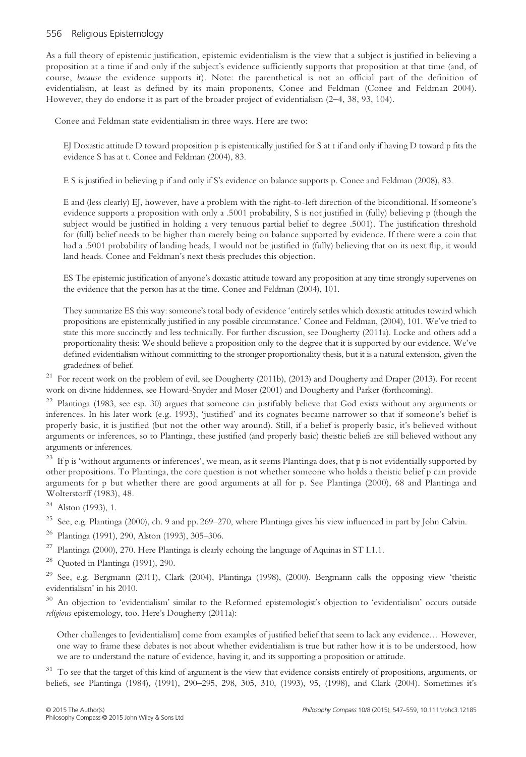As a full theory of epistemic justification, epistemic evidentialism is the view that a subject is justified in believing a proposition at a time if and only if the subject's evidence sufficiently supports that proposition at that time (and, of course, *because* the evidence supports it). Note: the parenthetical is not an official part of the definition of evidentialism, at least as defined by its main proponents, Conee and Feldman (Conee and Feldman 2004). However, they do endorse it as part of the broader project of evidentialism (2–4, 38, 93, 104).

Conee and Feldman state evidentialism in three ways. Here are two:

> EJ Doxastic attitude D toward proposition p is epistemically justified for S at t if and only if having D toward p fits the evidence S has at t. Conee and Feldman (2004), 83.

> E S is justified in believing p if and only if S's evidence on balance supports p. Conee and Feldman (2008), 83.

> E and (less clearly) EJ, however, have a problem with the right-to-left direction of the biconditional. If someone's evidence supports a proposition with only a .5001 probability, S is not justified in (fully) believing p (though the subject would be justified in holding a very tenuous partial belief to degree .5001). The justification threshold for (full) belief needs to be higher than merely being on balance supported by evidence. If there were a coin that had a .5001 probability of landing heads, I would not be justified in (fully) believing that on its next flip, it would land heads. Conee and Feldman's next thesis precludes this objection.

> ES The epistemic justification of anyone's doxastic attitude toward any proposition at any time strongly supervenes on the evidence that the person has at the time. Conee and Feldman (2004), 101.

> They summarize ES this way: someone's total body of evidence 'entirely settles which doxastic attitudes toward which propositions are epistemically justified in any possible circumstance.' Conee and Feldman, (2004), 101. We've tried to state this more succinctly and less technically. For further discussion, see Dougherty (2011a). Locke and others add a proportionality thesis: We should believe a proposition only to the degree that it is supported by our evidence. We've defined evidentialism without committing to the stronger proportionality thesis, but it is a natural extension, given the gradedness of belief.

[21] For recent work on the problem of evil, see Dougherty (2011b), (2013) and Dougherty and Draper (2013). For recent work on divine hiddenness, see Howard-Snyder and Moser (2001) and Dougherty and Parker (forthcoming).

[22] Plantinga (1983, see esp. 30) argues that someone can justifiably believe that God exists without any arguments or inferences. In his later work (e.g. 1993), 'justified' and its cognates became narrower so that if someone's belief is properly basic, it is justified (but not the other way around). Still, if a belief is properly basic, it's believed without arguments or inferences, so to Plantinga, these justified (and properly basic) theistic beliefs are still believed without any arguments or inferences.

[23] If p is 'without arguments or inferences', we mean, as it seems Plantinga does, that p is not evidentially supported by other propositions. To Plantinga, the core question is not whether someone who holds a theistic belief p can provide arguments for p but whether there are good arguments at all for p. See Plantinga (2000), 68 and Plantinga and Wolterstorff (1983), 48.

[24] Alston (1993), 1.

[25] See, e.g. Plantinga (2000), ch. 9 and pp. 269–270, where Plantinga gives his view influenced in part by John Calvin.

[26] Plantinga (1991), 290, Alston (1993), 305–306.

[27] Plantinga (2000), 270. Here Plantinga is clearly echoing the language of Aquinas in ST I.1.1.

[28] Quoted in Plantinga (1991), 290.

[29] See, e.g. Bergmann (2011), Clark (2004), Plantinga (1998), (2000). Bergmann calls the opposing view 'theistic evidentialism' in his 2010.

[30] An objection to 'evidentialism' similar to the Reformed epistemologist's objection to 'evidentialism' occurs outside *religious* epistemology, too. Here's Dougherty (2011a):

> Other challenges to [evidentialism] come from examples of justified belief that seem to lack any evidence… However, one way to frame these debates is not about whether evidentialism is true but rather how it is to be understood, how we are to understand the nature of evidence, having it, and its supporting a proposition or attitude.

[31] To see that the target of this kind of argument is the view that evidence consists entirely of propositions, arguments, or beliefs, see Plantinga (1984), (1991), 290–295, 298, 305, 310, (1993), 95, (1998), and Clark (2004). Sometimes it's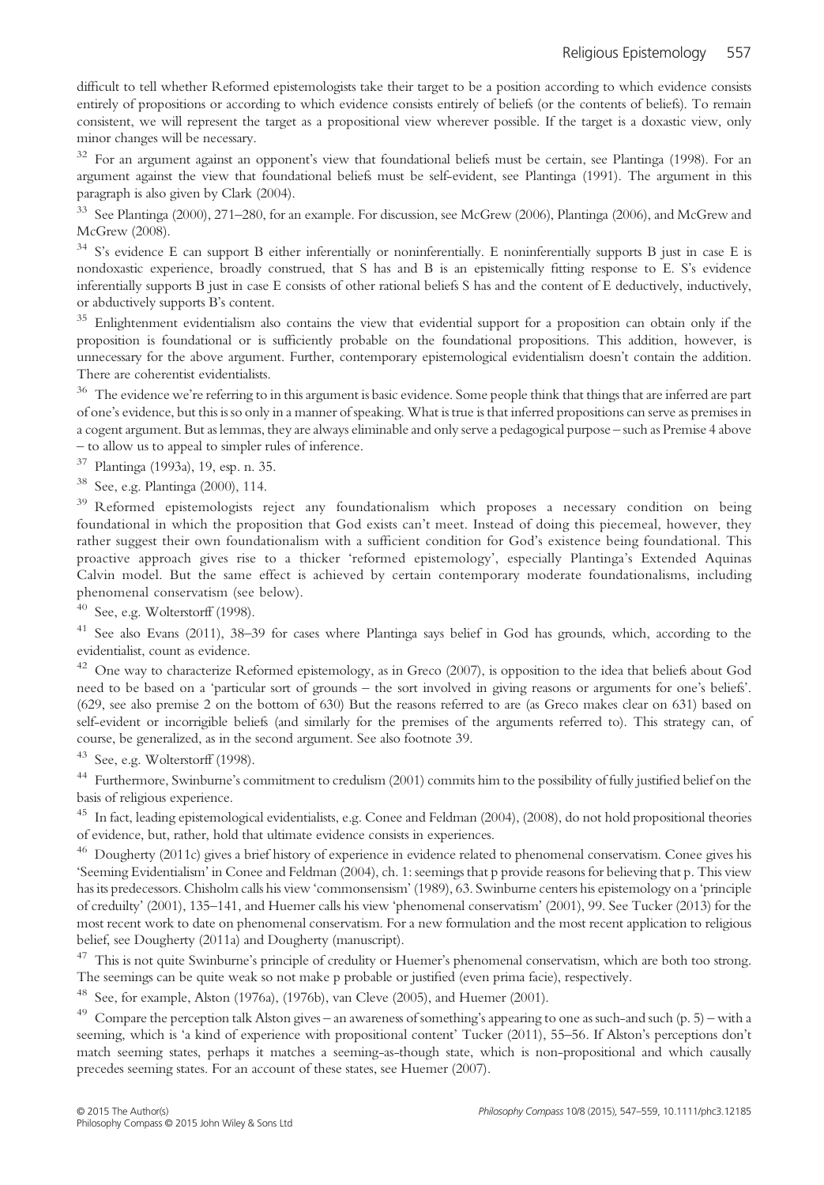difficult to tell whether Reformed epistemologists take their target to be a position according to which evidence consists entirely of propositions or according to which evidence consists entirely of beliefs (or the contents of beliefs). To remain consistent, we will represent the target as a propositional view wherever possible. If the target is a doxastic view, only minor changes will be necessary.

[32] For an argument against an opponent's view that foundational beliefs must be certain, see Plantinga (1998). For an argument against the view that foundational beliefs must be self-evident, see Plantinga (1991). The argument in this paragraph is also given by Clark (2004).

[33] See Plantinga (2000), 271–280, for an example. For discussion, see McGrew (2006), Plantinga (2006), and McGrew and McGrew (2008).

[34] S's evidence E can support B either inferentially or noninferentially. E noninferentially supports B just in case E is nondoxastic experience, broadly construed, that S has and B is an epistemically fitting response to E. S's evidence inferentially supports B just in case E consists of other rational beliefs S has and the content of E deductively, inductively, or abductively supports B's content.

[35] Enlightenment evidentialism also contains the view that evidential support for a proposition can obtain only if the proposition is foundational or is sufficiently probable on the foundational propositions. This addition, however, is unnecessary for the above argument. Further, contemporary epistemological evidentialism doesn't contain the addition. There are coherentist evidentialists.

[36] The evidence we're referring to in this argument is basic evidence. Some people think that things that are inferred are part of one's evidence, but this is so only in a manner of speaking. What is true is that inferred propositions can serve as premises in a cogent argument. But as lemmas, they are always eliminable and only serve a pedagogical purpose – such as Premise 4 above – to allow us to appeal to simpler rules of inference.

[37] Plantinga (1993a), 19, esp. n. 35.

[38] See, e.g. Plantinga (2000), 114.

[39] Reformed epistemologists reject any foundationalism which proposes a necessary condition on being foundational in which the proposition that God exists can't meet. Instead of doing this piecemeal, however, they rather suggest their own foundationalism with a sufficient condition for God's existence being foundational. This proactive approach gives rise to a thicker 'reformed epistemology', especially Plantinga's Extended Aquinas Calvin model. But the same effect is achieved by certain contemporary moderate foundationalisms, including phenomenal conservatism (see below).

[40] See, e.g. Wolterstorff (1998).

[41] See also Evans (2011), 38–39 for cases where Plantinga says belief in God has grounds, which, according to the evidentialist, count as evidence.

[42] One way to characterize Reformed epistemology, as in Greco (2007), is opposition to the idea that beliefs about God need to be based on a 'particular sort of grounds – the sort involved in giving reasons or arguments for one's beliefs'. (629, see also premise 2 on the bottom of 630) But the reasons referred to are (as Greco makes clear on 631) based on self-evident or incorrigible beliefs (and similarly for the premises of the arguments referred to). This strategy can, of course, be generalized, as in the second argument. See also footnote 39.

[43] See, e.g. Wolterstorff (1998).

[44] Furthermore, Swinburne's commitment to credulism (2001) commits him to the possibility of fully justified belief on the basis of religious experience.

[45] In fact, leading epistemological evidentialists, e.g. Conee and Feldman (2004), (2008), do not hold propositional theories of evidence, but, rather, hold that ultimate evidence consists in experiences.

[46] Dougherty (2011c) gives a brief history of experience in evidence related to phenomenal conservatism. Conee gives his 'Seeming Evidentialism' in Conee and Feldman (2004), ch. 1: seemings that p provide reasons for believing that p. This view has its predecessors. Chisholm calls his view 'commonsensism' (1989), 63. Swinburne centers his epistemology on a 'principle of creduilty' (2001), 135–141, and Huemer calls his view 'phenomenal conservatism' (2001), 99. See Tucker (2013) for the most recent work to date on phenomenal conservatism. For a new formulation and the most recent application to religious belief, see Dougherty (2011a) and Dougherty (manuscript).

[47] This is not quite Swinburne's principle of credulity or Huemer's phenomenal conservatism, which are both too strong. The seemings can be quite weak so not make p probable or justified (even prima facie), respectively.

[48] See, for example, Alston (1976a), (1976b), van Cleve (2005), and Huemer (2001).

[49] Compare the perception talk Alston gives – an awareness of something's appearing to one as such-and such (p. 5) – with a seeming, which is 'a kind of experience with propositional content' Tucker (2011), 55–56. If Alston's perceptions don't match seeming states, perhaps it matches a seeming-as-though state, which is non-propositional and which causally precedes seeming states. For an account of these states, see Huemer (2007).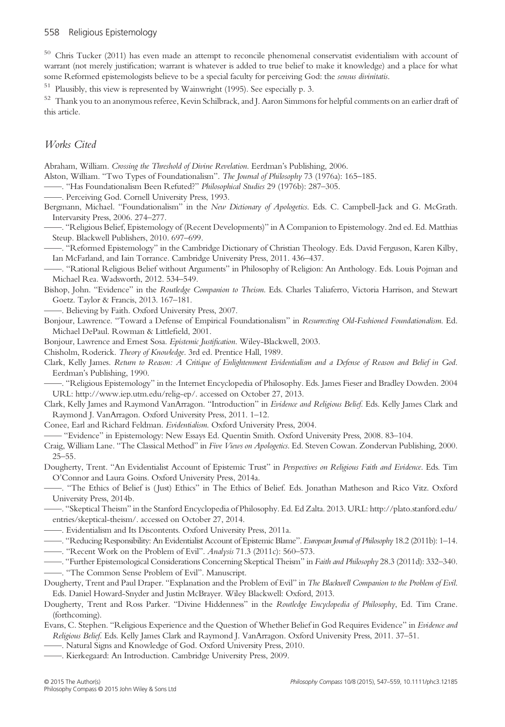[50] Chris Tucker (2011) has even made an attempt to reconcile phenomenal conservatist evidentialism with account of warrant (not merely justification; warrant is whatever is added to true belief to make it knowledge) and a place for what some Reformed epistemologists believe to be a special faculty for perceiving God: the *sensus divinitatis*.

[51] Plausibly, this view is represented by Wainwright (1995). See especially p. 3.

[52] Thank you to an anonymous referee, Kevin Schilbrack, and J. Aaron Simmons for helpful comments on an earlier draft of this article.

## *Works Cited*

Abraham, William. *Crossing the Threshold of Divine Revelation*. Eerdman's Publishing, 2006.

Alston, William. "Two Types of Foundationalism". *The Journal of Philosophy* 73 (1976a): 165–185.

——. "Has Foundationalism Been Refuted?" *Philosophical Studies* 29 (1976b): 287–305.

——. Perceiving God. Cornell University Press, 1993.

Bergmann, Michael. "Foundationalism" in the *New Dictionary of Apologetics*. Eds. C. Campbell-Jack and G. McGrath. Intervarsity Press, 2006. 274–277.

——. "Religious Belief, Epistemology of (Recent Developments)" in A Companion to Epistemology. 2nd ed. Ed. Matthias Steup. Blackwell Publishers, 2010. 697–699.

——. "Reformed Epistemology" in the Cambridge Dictionary of Christian Theology. Eds. David Ferguson, Karen Kilby, Ian McFarland, and Iain Torrance. Cambridge University Press, 2011. 436–437.

——. "Rational Religious Belief without Arguments" in Philosophy of Religion: An Anthology. Eds. Louis Pojman and Michael Rea. Wadsworth, 2012. 534–549.

Bishop, John. "Evidence" in the *Routledge Companion to Theism*. Eds. Charles Taliaferro, Victoria Harrison, and Stewart Goetz. Taylor & Francis, 2013. 167–181.

——. Believing by Faith. Oxford University Press, 2007.

Bonjour, Lawrence. "Toward a Defense of Empirical Foundationalism" in *Resurrecting Old-Fashioned Foundationalism*. Ed. Michael DePaul. Rowman & Littlefield, 2001.

Bonjour, Lawrence and Ernest Sosa. *Epistemic Justification*. Wiley-Blackwell, 2003.

Chisholm, Roderick. *Theory of Knowledge*. 3rd ed. Prentice Hall, 1989.

Clark, Kelly James. *Return to Reason: A Critique of Enlightenment Evidentialism and a Defense of Reason and Belief in God*. Eerdman's Publishing, 1990.

——. "Religious Epistemology" in the Internet Encyclopedia of Philosophy. Eds. James Fieser and Bradley Dowden. 2004 URL: http://www.iep.utm.edu/relig-ep/. accessed on October 27, 2013.

Clark, Kelly James and Raymond VanArragon. "Introduction" in *Evidence and Religious Belief*. Eds. Kelly James Clark and Raymond J. VanArragon. Oxford University Press, 2011. 1–12.

Conee, Earl and Richard Feldman. *Evidentialism*. Oxford University Press, 2004.

—— "Evidence" in Epistemology: New Essays Ed. Quentin Smith. Oxford University Press, 2008. 83–104.

Craig, William Lane. "The Classical Method" in *Five Views on Apologetics*. Ed. Steven Cowan. Zondervan Publishing, 2000. 25–55.

Dougherty, Trent. "An Evidentialist Account of Epistemic Trust" in *Perspectives on Religious Faith and Evidence*. Eds. Tim O'Connor and Laura Goins. Oxford University Press, 2014a.

——. "The Ethics of Belief is (Just) Ethics" in The Ethics of Belief. Eds. Jonathan Matheson and Rico Vitz. Oxford University Press, 2014b.

——. "Skeptical Theism" in the Stanford Encyclopedia of Philosophy. Ed. Ed Zalta. 2013. URL: http://plato.stanford.edu/entries/skeptical-theism/. accessed on October 27, 2014.

——. Evidentialism and Its Discontents. Oxford University Press, 2011a.

——. "Reducing Responsibility: An Evidentialist Account of Epistemic Blame". *European Journal of Philosophy* 18.2 (2011b): 1–14.

——. "Recent Work on the Problem of Evil". *Analysis* 71.3 (2011c): 560–573.

——. "Further Epistemological Considerations Concerning Skeptical Theism" in *Faith and Philosophy* 28.3 (2011d): 332–340.

——. "The Common Sense Problem of Evil". Manuscript.

Dougherty, Trent and Paul Draper. "Explanation and the Problem of Evil" in *The Blackwell Companion to the Problem of Evil*. Eds. Daniel Howard-Snyder and Justin McBrayer. Wiley Blackwell: Oxford, 2013.

Dougherty, Trent and Ross Parker. "Divine Hiddenness" in the *Routledge Encyclopedia of Philosophy*, Ed. Tim Crane. (forthcoming).

Evans, C. Stephen. "Religious Experience and the Question of Whether Belief in God Requires Evidence" in *Evidence and Religious Belief*. Eds. Kelly James Clark and Raymond J. VanArragon. Oxford University Press, 2011. 37–51.

——. Natural Signs and Knowledge of God. Oxford University Press, 2010.

——. Kierkegaard: An Introduction. Cambridge University Press, 2009.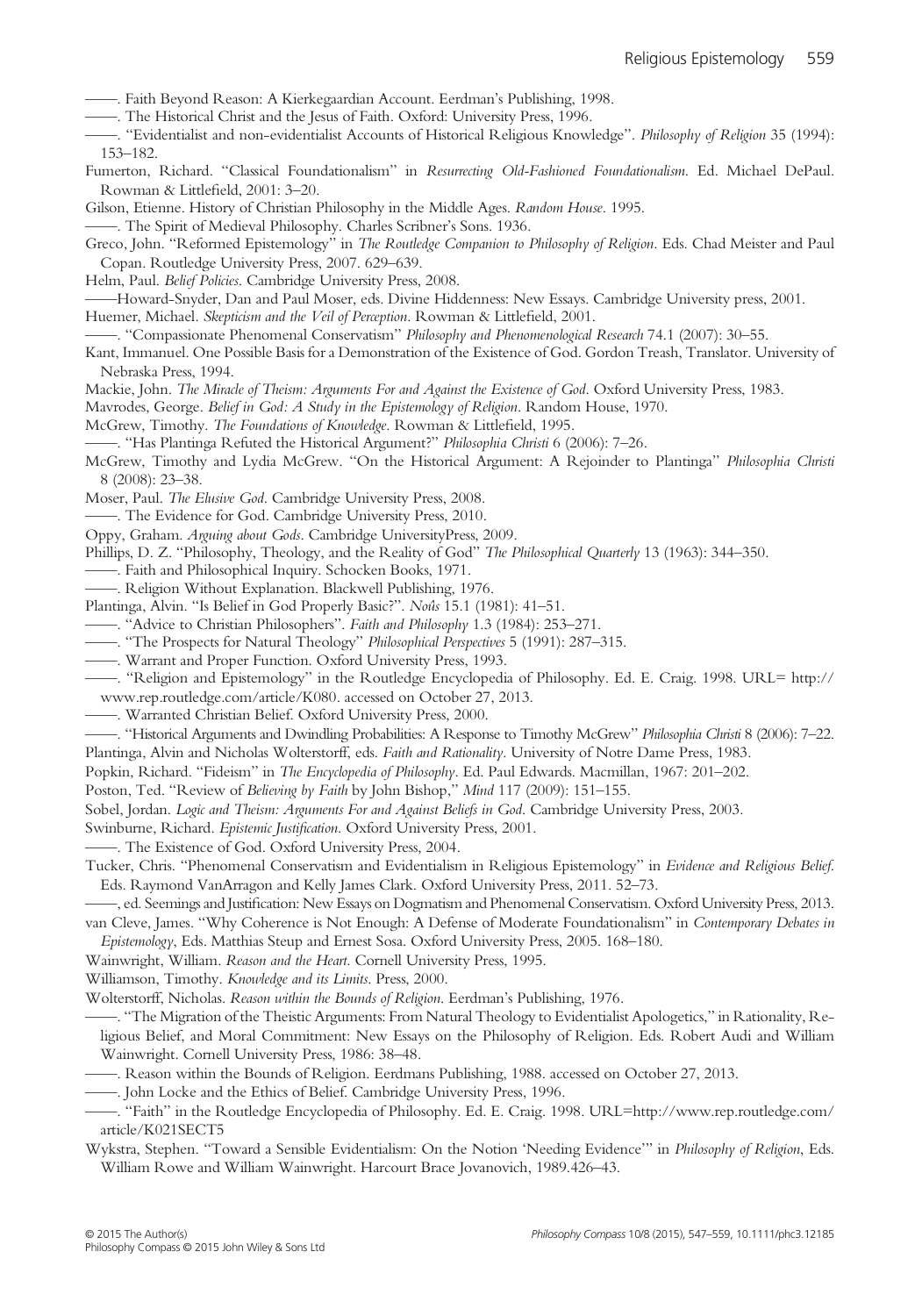——. Faith Beyond Reason: A Kierkegaardian Account. Eerdman's Publishing, 1998.

——. The Historical Christ and the Jesus of Faith. Oxford: University Press, 1996.

——. "Evidentialist and non-evidentialist Accounts of Historical Religious Knowledge". *Philosophy of Religion* 35 (1994): 153–182.

Fumerton, Richard. "Classical Foundationalism" in *Resurrecting Old-Fashioned Foundationalism*. Ed. Michael DePaul. Rowman & Littlefield, 2001: 3–20.

Gilson, Etienne. History of Christian Philosophy in the Middle Ages. *Random House*. 1995.

——. The Spirit of Medieval Philosophy. Charles Scribner's Sons. 1936.

Greco, John. "Reformed Epistemology" in *The Routledge Companion to Philosophy of Religion*. Eds. Chad Meister and Paul Copan. Routledge University Press, 2007. 629–639.

Helm, Paul. *Belief Policies*. Cambridge University Press, 2008.

——Howard-Snyder, Dan and Paul Moser, eds. Divine Hiddenness: New Essays. Cambridge University press, 2001.

Huemer, Michael. *Skepticism and the Veil of Perception*. Rowman & Littlefield, 2001.

——. "Compassionate Phenomenal Conservatism" *Philosophy and Phenomenological Research* 74.1 (2007): 30–55.

Kant, Immanuel. One Possible Basis for a Demonstration of the Existence of God. Gordon Treash, Translator. University of Nebraska Press, 1994.

Mackie, John. *The Miracle of Theism: Arguments For and Against the Existence of God*. Oxford University Press, 1983.

Mavrodes, George. *Belief in God: A Study in the Epistemology of Religion*. Random House, 1970.

McGrew, Timothy. *The Foundations of Knowledge*. Rowman & Littlefield, 1995.

——. "Has Plantinga Refuted the Historical Argument?" *Philosophia Christi* 6 (2006): 7–26.

McGrew, Timothy and Lydia McGrew. "On the Historical Argument: A Rejoinder to Plantinga" *Philosophia Christi* 8 (2008): 23–38.

Moser, Paul. *The Elusive God*. Cambridge University Press, 2008.

——. The Evidence for God. Cambridge University Press, 2010.

Oppy, Graham. *Arguing about Gods*. Cambridge UniversityPress, 2009.

Phillips, D. Z. "Philosophy, Theology, and the Reality of God" *The Philosophical Quarterly* 13 (1963): 344–350.

——. Faith and Philosophical Inquiry. Schocken Books, 1971.

——. Religion Without Explanation. Blackwell Publishing, 1976.

Plantinga, Alvin. "Is Belief in God Properly Basic?". *Noûs* 15.1 (1981): 41–51.

——. "Advice to Christian Philosophers". *Faith and Philosophy* 1.3 (1984): 253–271.

——. "The Prospects for Natural Theology" *Philosophical Perspectives* 5 (1991): 287–315.

——. Warrant and Proper Function. Oxford University Press, 1993.

——. "Religion and Epistemology" in the Routledge Encyclopedia of Philosophy. Ed. E. Craig. 1998. URL= http://www.rep.routledge.com/article/K080. accessed on October 27, 2013.

——. Warranted Christian Belief. Oxford University Press, 2000.

——. "Historical Arguments and Dwindling Probabilities: A Response to Timothy McGrew" *Philosophia Christi* 8 (2006): 7–22.

Plantinga, Alvin and Nicholas Wolterstorff, eds. *Faith and Rationality*. University of Notre Dame Press, 1983.

Popkin, Richard. "Fideism" in *The Encyclopedia of Philosophy*. Ed. Paul Edwards. Macmillan, 1967: 201–202.

Poston, Ted. "Review of *Believing by Faith* by John Bishop," *Mind* 117 (2009): 151–155.

Sobel, Jordan. *Logic and Theism: Arguments For and Against Beliefs in God*. Cambridge University Press, 2003.

Swinburne, Richard. *Epistemic Justification*. Oxford University Press, 2001.

——. The Existence of God. Oxford University Press, 2004.

Tucker, Chris. "Phenomenal Conservatism and Evidentialism in Religious Epistemology" in *Evidence and Religious Belief*. Eds. Raymond VanArragon and Kelly James Clark. Oxford University Press, 2011. 52–73.

——, ed. Seemings and Justification: New Essays on Dogmatism and Phenomenal Conservatism. Oxford University Press, 2013.

van Cleve, James. "Why Coherence is Not Enough: A Defense of Moderate Foundationalism" in *Contemporary Debates in Epistemology*, Eds. Matthias Steup and Ernest Sosa. Oxford University Press, 2005. 168–180.

Wainwright, William. *Reason and the Heart*. Cornell University Press, 1995.

Williamson, Timothy. *Knowledge and its Limits*. Press, 2000.

Wolterstorff, Nicholas. *Reason within the Bounds of Religion*. Eerdman's Publishing, 1976.

——. "The Migration of the Theistic Arguments: From Natural Theology to Evidentialist Apologetics," in Rationality, Religious Belief, and Moral Commitment: New Essays on the Philosophy of Religion. Eds. Robert Audi and William Wainwright. Cornell University Press, 1986: 38–48.

——. Reason within the Bounds of Religion. Eerdmans Publishing, 1988. accessed on October 27, 2013.

——. John Locke and the Ethics of Belief. Cambridge University Press, 1996.

——. "Faith" in the Routledge Encyclopedia of Philosophy. Ed. E. Craig. 1998. URL=http://www.rep.routledge.com/article/K021SECT5

Wykstra, Stephen. "Toward a Sensible Evidentialism: On the Notion 'Needing Evidence'" in *Philosophy of Religion*, Eds. William Rowe and William Wainwright. Harcourt Brace Jovanovich, 1989.426–43.